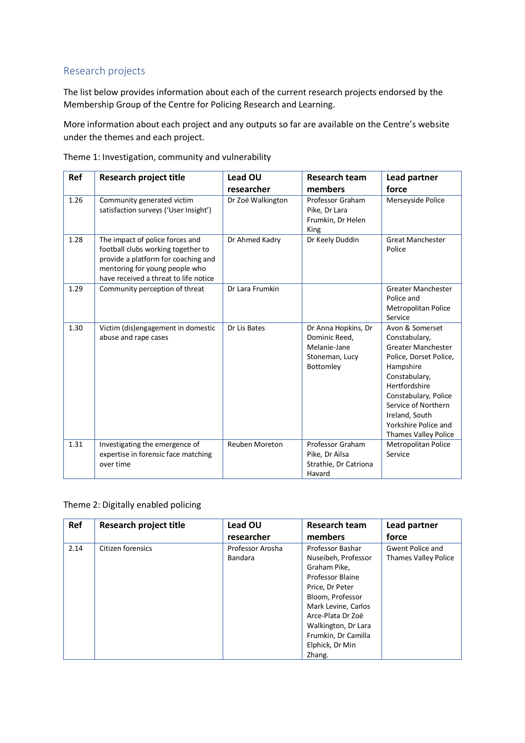## Research projects

The list below provides information about each of the current research projects endorsed by the Membership Group of the Centre for Policing Research and Learning.

More information about each project and any outputs so far are available on the Centre's website under the themes and each project.

Theme 1: Investigation, community and vulnerability

| Ref | Research project title | Lead OU researcher | Research team members | Lead partner force |
|---|---|---|---|---|
| 1.26 | Community generated victim satisfaction surveys ('User Insight') | Dr Zoë Walkington | Professor Graham Pike, Dr Lara Frumkin, Dr Helen King | Merseyside Police |
| 1.28 | The impact of police forces and football clubs working together to provide a platform for coaching and mentoring for young people who have received a threat to life notice | Dr Ahmed Kadry | Dr Keely Duddin | Great Manchester Police |
| 1.29 | Community perception of threat | Dr Lara Frumkin | | Greater Manchester Police and Metropolitan Police Service |
| 1.30 | Victim (dis)engagement in domestic abuse and rape cases | Dr Lis Bates | Dr Anna Hopkins, Dr Dominic Reed, Melanie-Jane Stoneman, Lucy Bottomley | Avon & Somerset Constabulary, Greater Manchester Police, Dorset Police, Hampshire Constabulary, Hertfordshire Constabulary, Police Service of Northern Ireland, South Yorkshire Police and Thames Valley Police |
| 1.31 | Investigating the emergence of expertise in forensic face matching over time | Reuben Moreton | Professor Graham Pike, Dr Ailsa Strathie, Dr Catriona Havard | Metropolitan Police Service |

Theme 2: Digitally enabled policing

| Ref | Research project title | Lead OU researcher | Research team members | Lead partner force |
|---|---|---|---|---|
| 2.14 | Citizen forensics | Professor Arosha Bandara | Professor Bashar Nuseibeh, Professor Graham Pike, Professor Blaine Price, Dr Peter Bloom, Professor Mark Levine, Carlos Arce-Plata Dr Zoë Walkington, Dr Lara Frumkin, Dr Camilla Elphick, Dr Min Zhang. | Gwent Police and Thames Valley Police |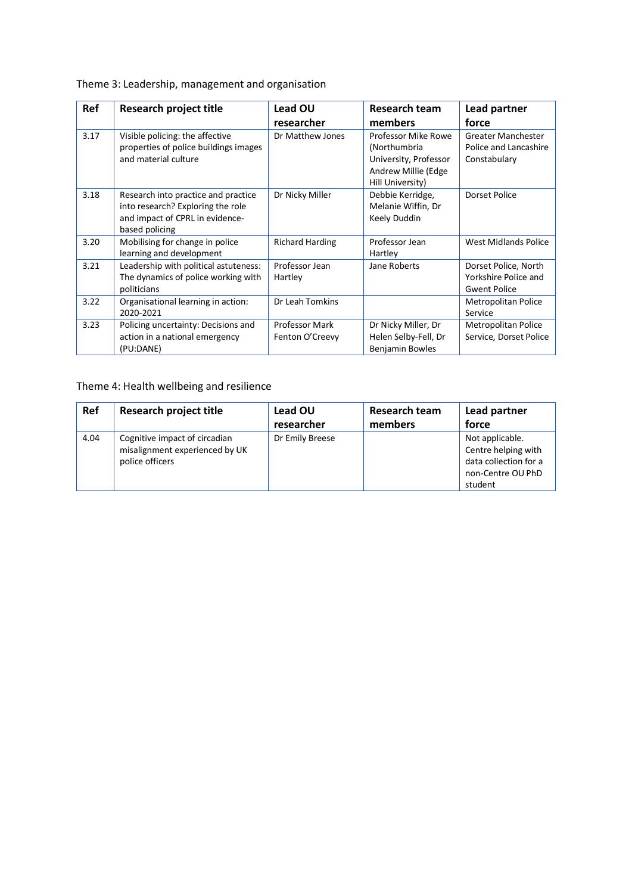Theme 3: Leadership, management and organisation

| Ref | Research project title | Lead OU researcher | Research team members | Lead partner force |
|---|---|---|---|---|
| 3.17 | Visible policing: the affective properties of police buildings images and material culture | Dr Matthew Jones | Professor Mike Rowe (Northumbria University, Professor Andrew Millie (Edge Hill University) | Greater Manchester Police and Lancashire Constabulary |
| 3.18 | Research into practice and practice into research? Exploring the role and impact of CPRL in evidence-based policing | Dr Nicky Miller | Debbie Kerridge, Melanie Wiffin, Dr Keely Duddin | Dorset Police |
| 3.20 | Mobilising for change in police learning and development | Richard Harding | Professor Jean Hartley | West Midlands Police |
| 3.21 | Leadership with political astuteness: The dynamics of police working with politicians | Professor Jean Hartley | Jane Roberts | Dorset Police, North Yorkshire Police and Gwent Police |
| 3.22 | Organisational learning in action: 2020-2021 | Dr Leah Tomkins | | Metropolitan Police Service |
| 3.23 | Policing uncertainty: Decisions and action in a national emergency (PU:DANE) | Professor Mark Fenton O'Creevy | Dr Nicky Miller, Dr Helen Selby-Fell, Dr Benjamin Bowles | Metropolitan Police Service, Dorset Police |

Theme 4: Health wellbeing and resilience

| Ref | Research project title | Lead OU researcher | Research team members | Lead partner force |
|---|---|---|---|---|
| 4.04 | Cognitive impact of circadian misalignment experienced by UK police officers | Dr Emily Breese | | Not applicable. Centre helping with data collection for a non-Centre OU PhD student |